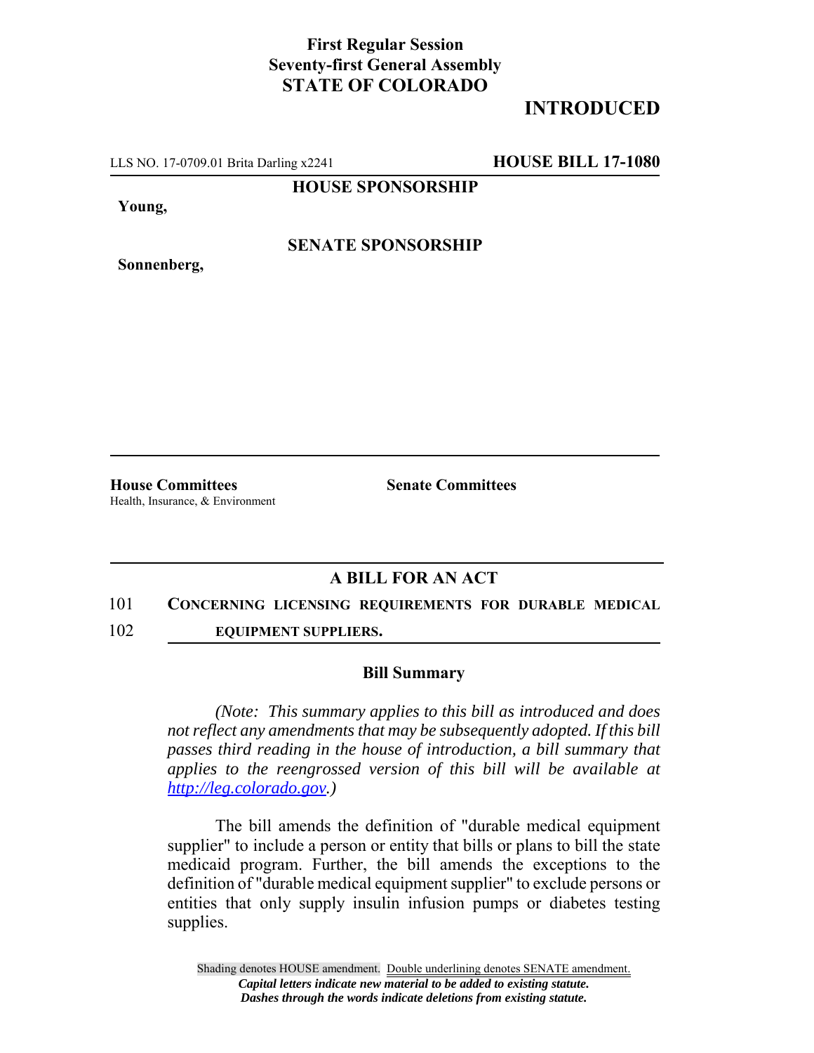**First Regular Session**
**Seventy-first General Assembly**
**STATE OF COLORADO**

**INTRODUCED**

LLS NO. 17-0709.01 Brita Darling x2241 **HOUSE BILL 17-1080**

**HOUSE SPONSORSHIP**

**Young,**

**SENATE SPONSORSHIP**

**Sonnenberg,**

**House Committees**
Health, Insurance, & Environment

**Senate Committees**

## A BILL FOR AN ACT

101 **CONCERNING LICENSING REQUIREMENTS FOR DURABLE MEDICAL**
102 **EQUIPMENT SUPPLIERS.**

### Bill Summary

*(Note: This summary applies to this bill as introduced and does not reflect any amendments that may be subsequently adopted. If this bill passes third reading in the house of introduction, a bill summary that applies to the reengrossed version of this bill will be available at http://leg.colorado.gov.)*

The bill amends the definition of "durable medical equipment supplier" to include a person or entity that bills or plans to bill the state medicaid program. Further, the bill amends the exceptions to the definition of "durable medical equipment supplier" to exclude persons or entities that only supply insulin infusion pumps or diabetes testing supplies.

Shading denotes HOUSE amendment. Double underlining denotes SENATE amendment.
*Capital letters indicate new material to be added to existing statute.*
*Dashes through the words indicate deletions from existing statute.*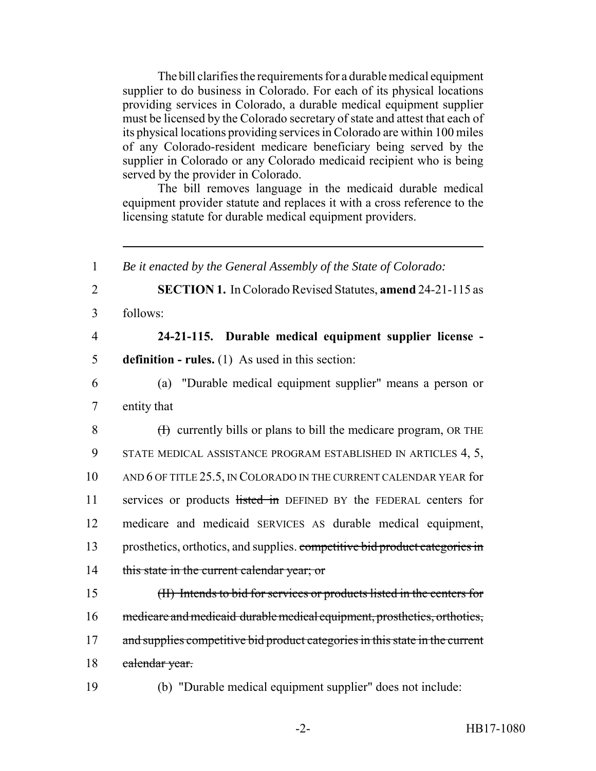The bill clarifies the requirements for a durable medical equipment supplier to do business in Colorado. For each of its physical locations providing services in Colorado, a durable medical equipment supplier must be licensed by the Colorado secretary of state and attest that each of its physical locations providing services in Colorado are within 100 miles of any Colorado-resident medicare beneficiary being served by the supplier in Colorado or any Colorado medicaid recipient who is being served by the provider in Colorado.

The bill removes language in the medicaid durable medical equipment provider statute and replaces it with a cross reference to the licensing statute for durable medical equipment providers.

---

1 *Be it enacted by the General Assembly of the State of Colorado:*

2 **SECTION 1.** In Colorado Revised Statutes, **amend** 24-21-115 as
3 follows:

4 **24-21-115. Durable medical equipment supplier license -**
5 **definition - rules.** (1) As used in this section:

6 (a) "Durable medical equipment supplier" means a person or
7 entity that

8 ~~(I)~~ currently bills or plans to bill the medicare program, OR THE
9 STATE MEDICAL ASSISTANCE PROGRAM ESTABLISHED IN ARTICLES 4, 5,
10 AND 6 OF TITLE 25.5, IN COLORADO IN THE CURRENT CALENDAR YEAR for
11 services or products ~~listed in~~ DEFINED BY the FEDERAL centers for
12 medicare and medicaid SERVICES AS durable medical equipment,
13 prosthetics, orthotics, and supplies. ~~competitive bid product categories in~~
14 ~~this state in the current calendar year; or~~

15 ~~(II) Intends to bid for services or products listed in the centers for~~
16 ~~medicare and medicaid durable medical equipment, prosthetics, orthotics,~~
17 ~~and supplies competitive bid product categories in this state in the current~~
18 ~~calendar year.~~

19 (b) "Durable medical equipment supplier" does not include: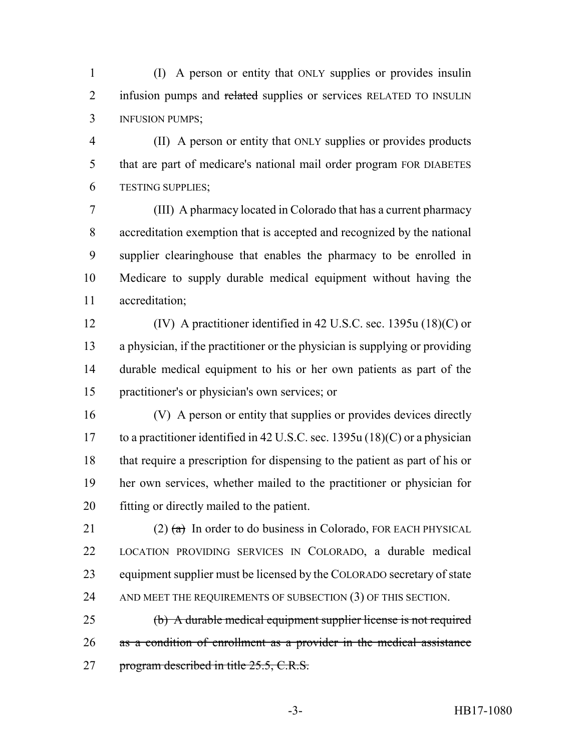(I) A person or entity that ONLY supplies or provides insulin infusion pumps and ~~related~~ supplies or services RELATED TO INSULIN INFUSION PUMPS;

(II) A person or entity that ONLY supplies or provides products that are part of medicare's national mail order program FOR DIABETES TESTING SUPPLIES;

(III) A pharmacy located in Colorado that has a current pharmacy accreditation exemption that is accepted and recognized by the national supplier clearinghouse that enables the pharmacy to be enrolled in Medicare to supply durable medical equipment without having the accreditation;

(IV) A practitioner identified in 42 U.S.C. sec. 1395u (18)(C) or a physician, if the practitioner or the physician is supplying or providing durable medical equipment to his or her own patients as part of the practitioner's or physician's own services; or

(V) A person or entity that supplies or provides devices directly to a practitioner identified in 42 U.S.C. sec. 1395u (18)(C) or a physician that require a prescription for dispensing to the patient as part of his or her own services, whether mailed to the practitioner or physician for fitting or directly mailed to the patient.

(2) ~~(a)~~ In order to do business in Colorado, FOR EACH PHYSICAL LOCATION PROVIDING SERVICES IN COLORADO, a durable medical equipment supplier must be licensed by the COLORADO secretary of state AND MEET THE REQUIREMENTS OF SUBSECTION (3) OF THIS SECTION.

~~(b) A durable medical equipment supplier license is not required as a condition of enrollment as a provider in the medical assistance program described in title 25.5, C.R.S.~~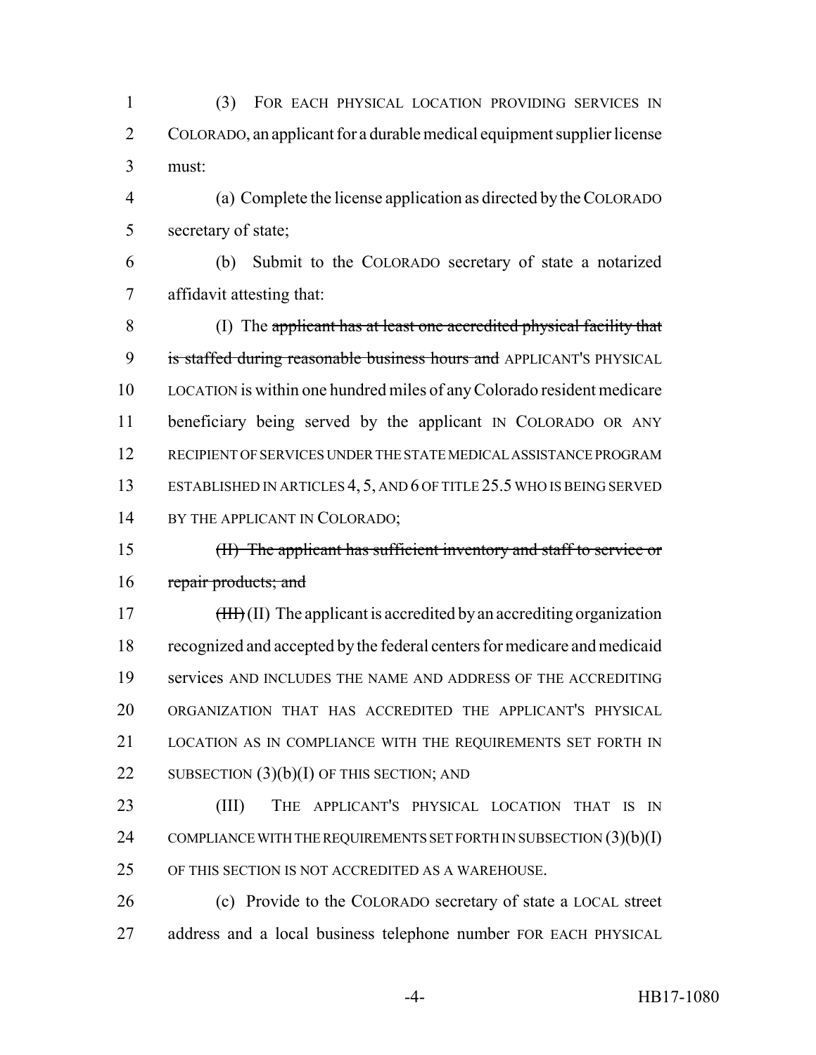(3) FOR EACH PHYSICAL LOCATION PROVIDING SERVICES IN COLORADO, an applicant for a durable medical equipment supplier license must:

(a) Complete the license application as directed by the COLORADO secretary of state;

(b) Submit to the COLORADO secretary of state a notarized affidavit attesting that:

(I) The ~~applicant has at least one accredited physical facility that is staffed during reasonable business hours and~~ APPLICANT'S PHYSICAL LOCATION is within one hundred miles of any Colorado resident medicare beneficiary being served by the applicant IN COLORADO OR ANY RECIPIENT OF SERVICES UNDER THE STATE MEDICAL ASSISTANCE PROGRAM ESTABLISHED IN ARTICLES 4, 5, AND 6 OF TITLE 25.5 WHO IS BEING SERVED BY THE APPLICANT IN COLORADO;

~~(II) The applicant has sufficient inventory and staff to service or repair products; and~~

~~(III)~~ (II) The applicant is accredited by an accrediting organization recognized and accepted by the federal centers for medicare and medicaid services AND INCLUDES THE NAME AND ADDRESS OF THE ACCREDITING ORGANIZATION THAT HAS ACCREDITED THE APPLICANT'S PHYSICAL LOCATION AS IN COMPLIANCE WITH THE REQUIREMENTS SET FORTH IN SUBSECTION (3)(b)(I) OF THIS SECTION; AND

(III) THE APPLICANT'S PHYSICAL LOCATION THAT IS IN COMPLIANCE WITH THE REQUIREMENTS SET FORTH IN SUBSECTION (3)(b)(I) OF THIS SECTION IS NOT ACCREDITED AS A WAREHOUSE.

(c) Provide to the COLORADO secretary of state a LOCAL street address and a local business telephone number FOR EACH PHYSICAL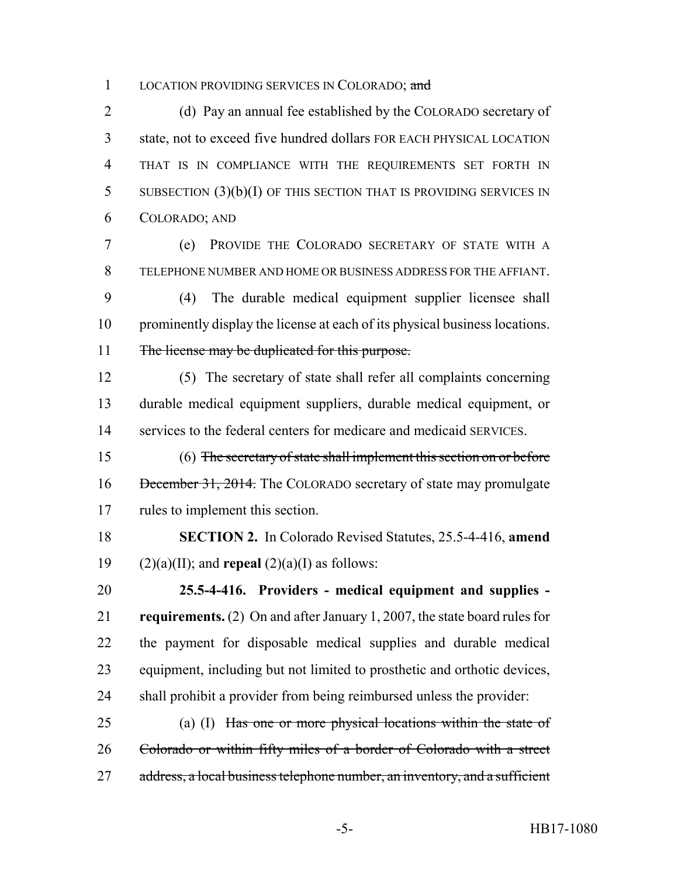LOCATION PROVIDING SERVICES IN COLORADO; ~~and~~

(d) Pay an annual fee established by the COLORADO secretary of state, not to exceed five hundred dollars FOR EACH PHYSICAL LOCATION THAT IS IN COMPLIANCE WITH THE REQUIREMENTS SET FORTH IN SUBSECTION (3)(b)(I) OF THIS SECTION THAT IS PROVIDING SERVICES IN COLORADO; AND

(e) PROVIDE THE COLORADO SECRETARY OF STATE WITH A TELEPHONE NUMBER AND HOME OR BUSINESS ADDRESS FOR THE AFFIANT.

(4) The durable medical equipment supplier licensee shall prominently display the license at each of its physical business locations. ~~The license may be duplicated for this purpose.~~

(5) The secretary of state shall refer all complaints concerning durable medical equipment suppliers, durable medical equipment, or services to the federal centers for medicare and medicaid SERVICES.

(6) ~~The secretary of state shall implement this section on or before December 31, 2014.~~ The COLORADO secretary of state may promulgate rules to implement this section.

**SECTION 2.** In Colorado Revised Statutes, 25.5-4-416, **amend** (2)(a)(II); and **repeal** (2)(a)(I) as follows:

**25.5-4-416. Providers - medical equipment and supplies - requirements.** (2) On and after January 1, 2007, the state board rules for the payment for disposable medical supplies and durable medical equipment, including but not limited to prosthetic and orthotic devices, shall prohibit a provider from being reimbursed unless the provider:

(a) (I) ~~Has one or more physical locations within the state of Colorado or within fifty miles of a border of Colorado with a street address, a local business telephone number, an inventory, and a sufficient~~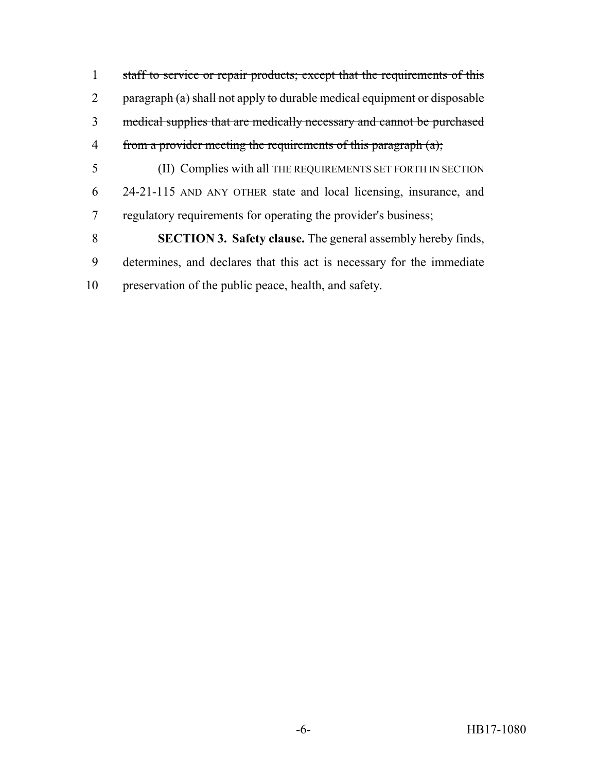1 ~~staff to service or repair products; except that the requirements of this~~
2 ~~paragraph (a) shall not apply to durable medical equipment or disposable~~
3 ~~medical supplies that are medically necessary and cannot be purchased~~
4 ~~from a provider meeting the requirements of this paragraph (a);~~

5 (II) Complies with ~~all~~ THE REQUIREMENTS SET FORTH IN SECTION
6 24-21-115 AND ANY OTHER state and local licensing, insurance, and
7 regulatory requirements for operating the provider's business;

8 **SECTION 3. Safety clause.** The general assembly hereby finds,
9 determines, and declares that this act is necessary for the immediate
10 preservation of the public peace, health, and safety.